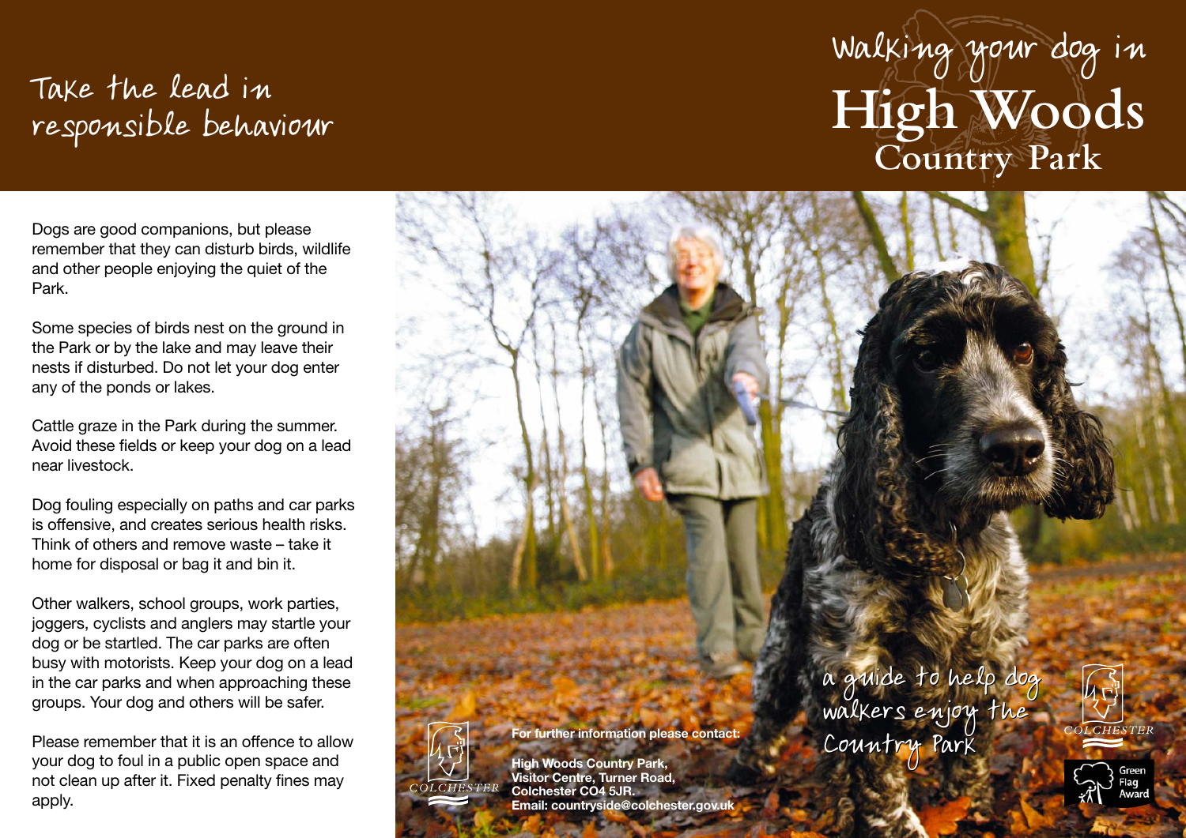# Take the lead in responsible behaviour

Dogs are good companions, but please remember that they can disturb birds, wildlife and other people enjoying the quiet of the Park.

Some species of birds nest on the ground in the Park or by the lake and may leave their nests if disturbed. Do not let your dog enter any of the ponds or lakes.

Cattle graze in the Park during the summer. Avoid these fields or keep your dog on a lead near livestock.

Dog fouling especially on paths and car parks is offensive, and creates serious health risks. Think of others and remove waste – take it home for disposal or bag it and bin it.

Other walkers, school groups, work parties, joggers, cyclists and anglers may startle your dog or be startled. The car parks are often busy with motorists. Keep your dog on a lead in the car parks and when approaching these groups. Your dog and others will be safer.

Please remember that it is an offence to allow your dog to foul in a public open space and not clean up after it. Fixed penalty fines may apply.

COLCHESTER

**For further information please contact:**

**High Woods Country Park,**
**Visitor Centre, Turner Road,**
**Colchester CO4 5JR.**
**Email: countryside@colchester.gov.uk**

# Walking your dog in High Woods Country Park

a guide to help dog walkers enjoy the Country Park

COLCHESTER

Green Flag Award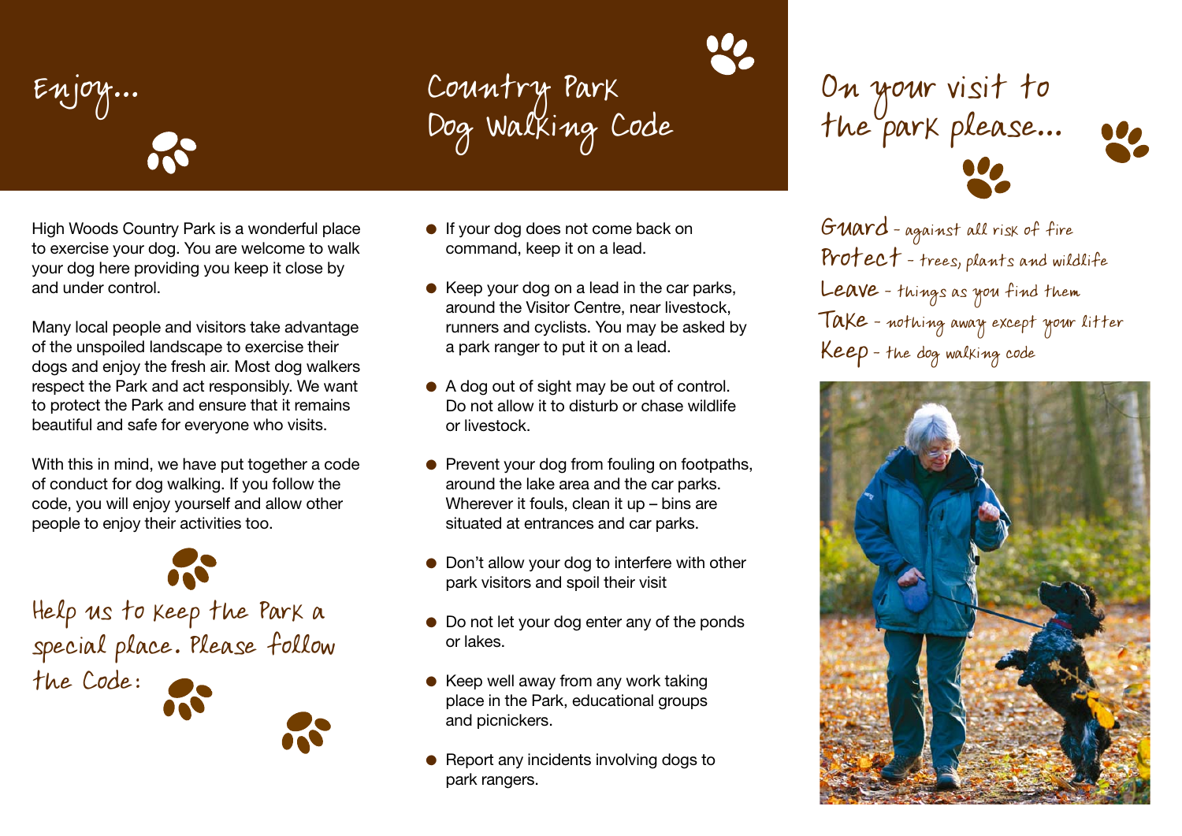# Enjoy...

High Woods Country Park is a wonderful place to exercise your dog. You are welcome to walk your dog here providing you keep it close by and under control.

Many local people and visitors take advantage of the unspoiled landscape to exercise their dogs and enjoy the fresh air. Most dog walkers respect the Park and act responsibly. We want to protect the Park and ensure that it remains beautiful and safe for everyone who visits.

With this in mind, we have put together a code of conduct for dog walking. If you follow the code, you will enjoy yourself and allow other people to enjoy their activities too.

Help us to keep the Park a special place. Please follow the Code:

# Country Park Dog Walking Code

- If your dog does not come back on command, keep it on a lead.
- Keep your dog on a lead in the car parks, around the Visitor Centre, near livestock, runners and cyclists. You may be asked by a park ranger to put it on a lead.
- A dog out of sight may be out of control. Do not allow it to disturb or chase wildlife or livestock.
- Prevent your dog from fouling on footpaths, around the lake area and the car parks. Wherever it fouls, clean it up – bins are situated at entrances and car parks.
- Don't allow your dog to interfere with other park visitors and spoil their visit
- Do not let your dog enter any of the ponds or lakes.
- Keep well away from any work taking place in the Park, educational groups and picnickers.
- Report any incidents involving dogs to park rangers.

# On your visit to the park please...

**Guard** - against all risk of fire
**Protect** - trees, plants and wildlife
**Leave** - things as you find them
**Take** - nothing away except your litter
**Keep** - the dog walking code